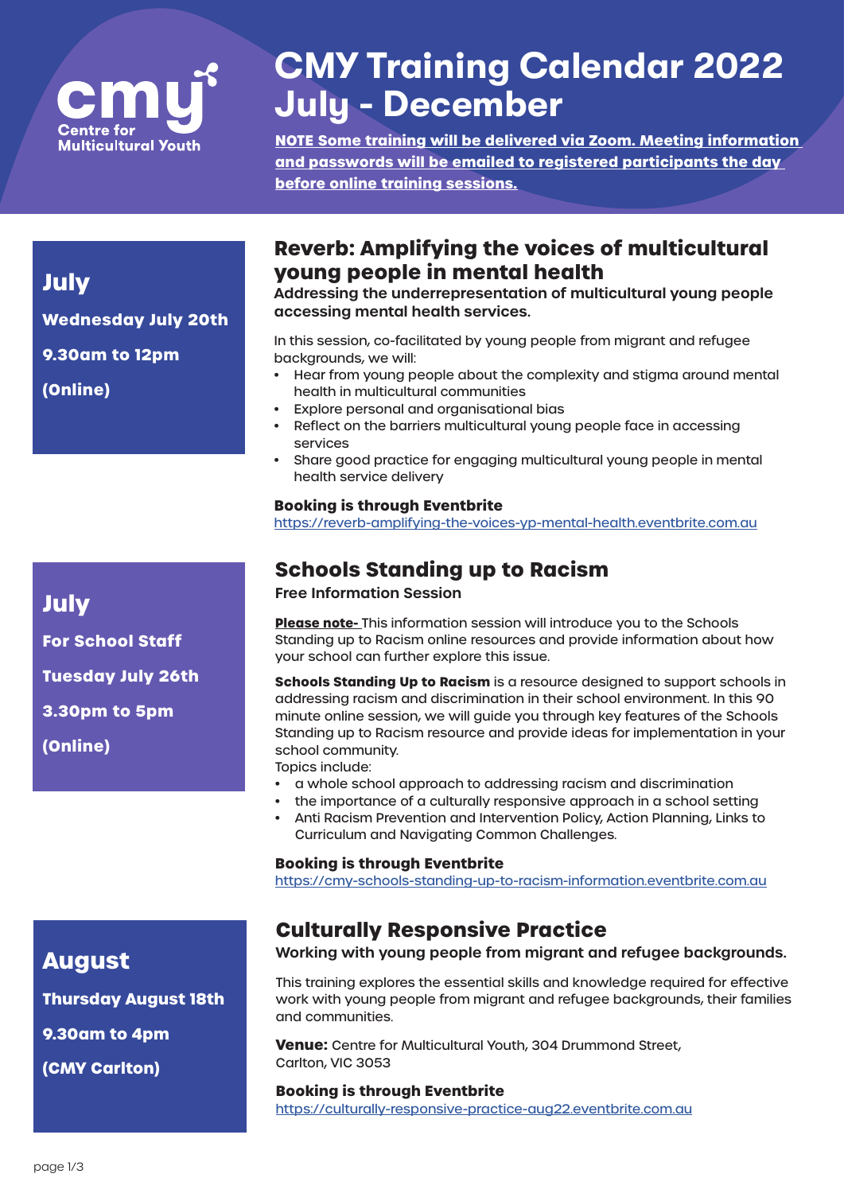# CMY Training Calendar 2022 July - December

Centre for Multicultural Youth

**NOTE Some training will be delivered via Zoom. Meeting information and passwords will be emailed to registered participants the day before online training sessions.**

## July

**Wednesday July 20th**

**9.30am to 12pm**

**(Online)**

## Reverb: Amplifying the voices of multicultural young people in mental health

**Addressing the underrepresentation of multicultural young people accessing mental health services.**

In this session, co-facilitated by young people from migrant and refugee backgrounds, we will:

- Hear from young people about the complexity and stigma around mental health in multicultural communities
- Explore personal and organisational bias
- Reflect on the barriers multicultural young people face in accessing services
- Share good practice for engaging multicultural young people in mental health service delivery

**Booking is through Eventbrite**
https://reverb-amplifying-the-voices-yp-mental-health.eventbrite.com.au

## July

**For School Staff**

**Tuesday July 26th**

**3.30pm to 5pm**

**(Online)**

## Schools Standing up to Racism

**Free Information Session**

**Please note-** This information session will introduce you to the Schools Standing up to Racism online resources and provide information about how your school can further explore this issue.

**Schools Standing Up to Racism** is a resource designed to support schools in addressing racism and discrimination in their school environment. In this 90 minute online session, we will guide you through key features of the Schools Standing up to Racism resource and provide ideas for implementation in your school community.

Topics include:

- a whole school approach to addressing racism and discrimination
- the importance of a culturally responsive approach in a school setting
- Anti Racism Prevention and Intervention Policy, Action Planning, Links to Curriculum and Navigating Common Challenges.

**Booking is through Eventbrite**
https://cmy-schools-standing-up-to-racism-information.eventbrite.com.au

## August

**Thursday August 18th**

**9.30am to 4pm**

**(CMY Carlton)**

## Culturally Responsive Practice

**Working with young people from migrant and refugee backgrounds.**

This training explores the essential skills and knowledge required for effective work with young people from migrant and refugee backgrounds, their families and communities.

**Venue:** Centre for Multicultural Youth, 304 Drummond Street, Carlton, VIC 3053

**Booking is through Eventbrite**
https://culturally-responsive-practice-aug22.eventbrite.com.au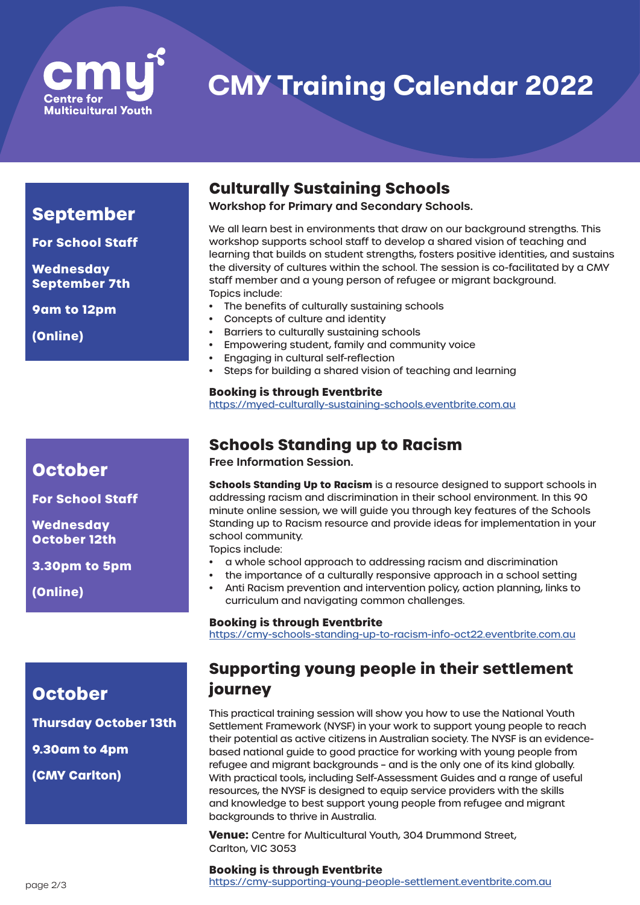# CMY Training Calendar 2022

Centre for Multicultural Youth

## September

**For School Staff**

**Wednesday September 7th**

**9am to 12pm**

**(Online)**

## Culturally Sustaining Schools

**Workshop for Primary and Secondary Schools.**

We all learn best in environments that draw on our background strengths. This workshop supports school staff to develop a shared vision of teaching and learning that builds on student strengths, fosters positive identities, and sustains the diversity of cultures within the school. The session is co-facilitated by a CMY staff member and a young person of refugee or migrant background.

Topics include:

- The benefits of culturally sustaining schools
- Concepts of culture and identity
- Barriers to culturally sustaining schools
- Empowering student, family and community voice
- Engaging in cultural self-reflection
- Steps for building a shared vision of teaching and learning

**Booking is through Eventbrite**
https://myed-culturally-sustaining-schools.eventbrite.com.au

## October

**For School Staff**

**Wednesday October 12th**

**3.30pm to 5pm**

**(Online)**

## Schools Standing up to Racism

**Free Information Session.**

**Schools Standing Up to Racism** is a resource designed to support schools in addressing racism and discrimination in their school environment. In this 90 minute online session, we will guide you through key features of the Schools Standing up to Racism resource and provide ideas for implementation in your school community.

Topics include:

- a whole school approach to addressing racism and discrimination
- the importance of a culturally responsive approach in a school setting
- Anti Racism prevention and intervention policy, action planning, links to curriculum and navigating common challenges.

**Booking is through Eventbrite**
https://cmy-schools-standing-up-to-racism-info-oct22.eventbrite.com.au

## October

**Thursday October 13th**

**9.30am to 4pm**

**(CMY Carlton)**

## Supporting young people in their settlement journey

This practical training session will show you how to use the National Youth Settlement Framework (NYSF) in your work to support young people to reach their potential as active citizens in Australian society. The NYSF is an evidence-based national guide to good practice for working with young people from refugee and migrant backgrounds – and is the only one of its kind globally. With practical tools, including Self-Assessment Guides and a range of useful resources, the NYSF is designed to equip service providers with the skills and knowledge to best support young people from refugee and migrant backgrounds to thrive in Australia.

**Venue:** Centre for Multicultural Youth, 304 Drummond Street, Carlton, VIC 3053

**Booking is through Eventbrite**
https://cmy-supporting-young-people-settlement.eventbrite.com.au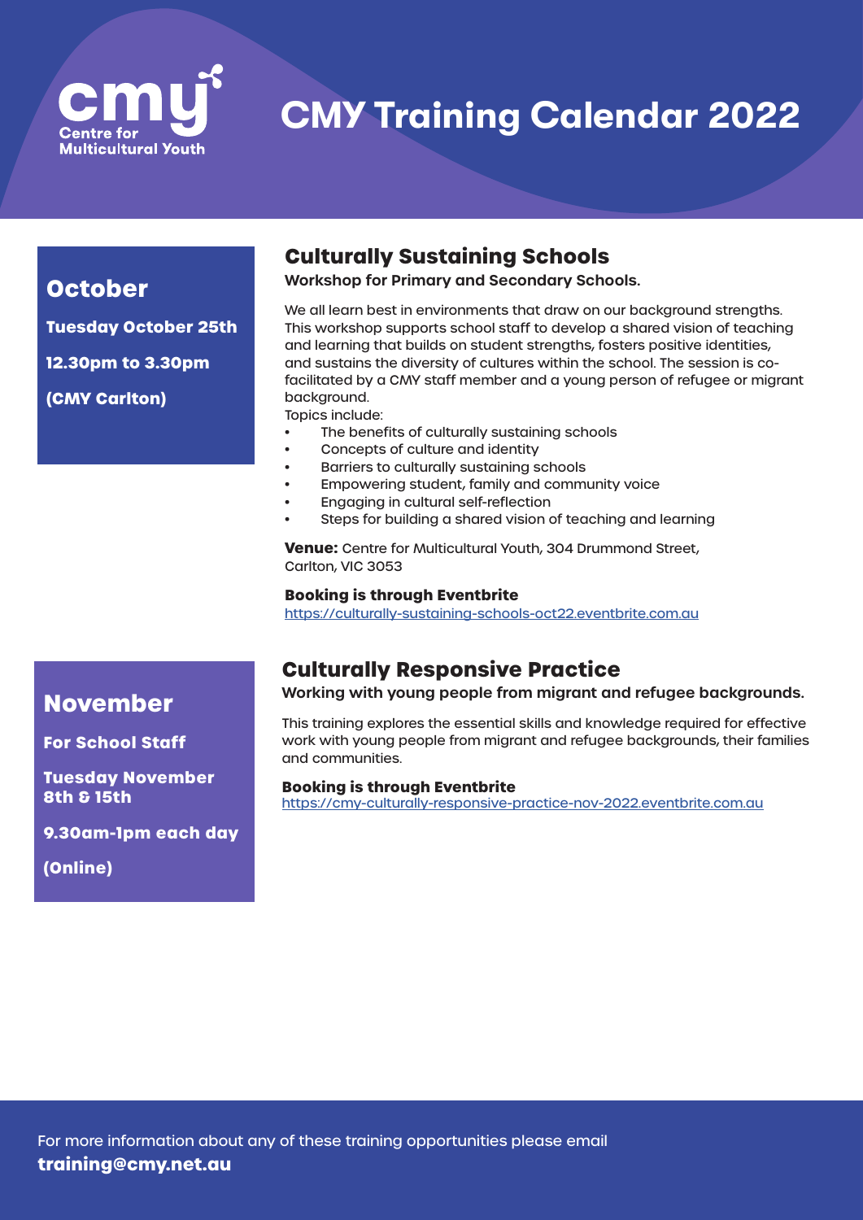cmy
Centre for Multicultural Youth

# CMY Training Calendar 2022

## October

**Tuesday October 25th**

**12.30pm to 3.30pm**

**(CMY Carlton)**

## Culturally Sustaining Schools

**Workshop for Primary and Secondary Schools.**

We all learn best in environments that draw on our background strengths. This workshop supports school staff to develop a shared vision of teaching and learning that builds on student strengths, fosters positive identities, and sustains the diversity of cultures within the school. The session is co-facilitated by a CMY staff member and a young person of refugee or migrant background.

Topics include:

- The benefits of culturally sustaining schools
- Concepts of culture and identity
- Barriers to culturally sustaining schools
- Empowering student, family and community voice
- Engaging in cultural self-reflection
- Steps for building a shared vision of teaching and learning

**Venue:** Centre for Multicultural Youth, 304 Drummond Street, Carlton, VIC 3053

**Booking is through Eventbrite**
https://culturally-sustaining-schools-oct22.eventbrite.com.au

## November

**For School Staff**

**Tuesday November 8th & 15th**

**9.30am-1pm each day**

**(Online)**

## Culturally Responsive Practice

**Working with young people from migrant and refugee backgrounds.**

This training explores the essential skills and knowledge required for effective work with young people from migrant and refugee backgrounds, their families and communities.

**Booking is through Eventbrite**
https://cmy-culturally-responsive-practice-nov-2022.eventbrite.com.au

For more information about any of these training opportunities please email
**training@cmy.net.au**